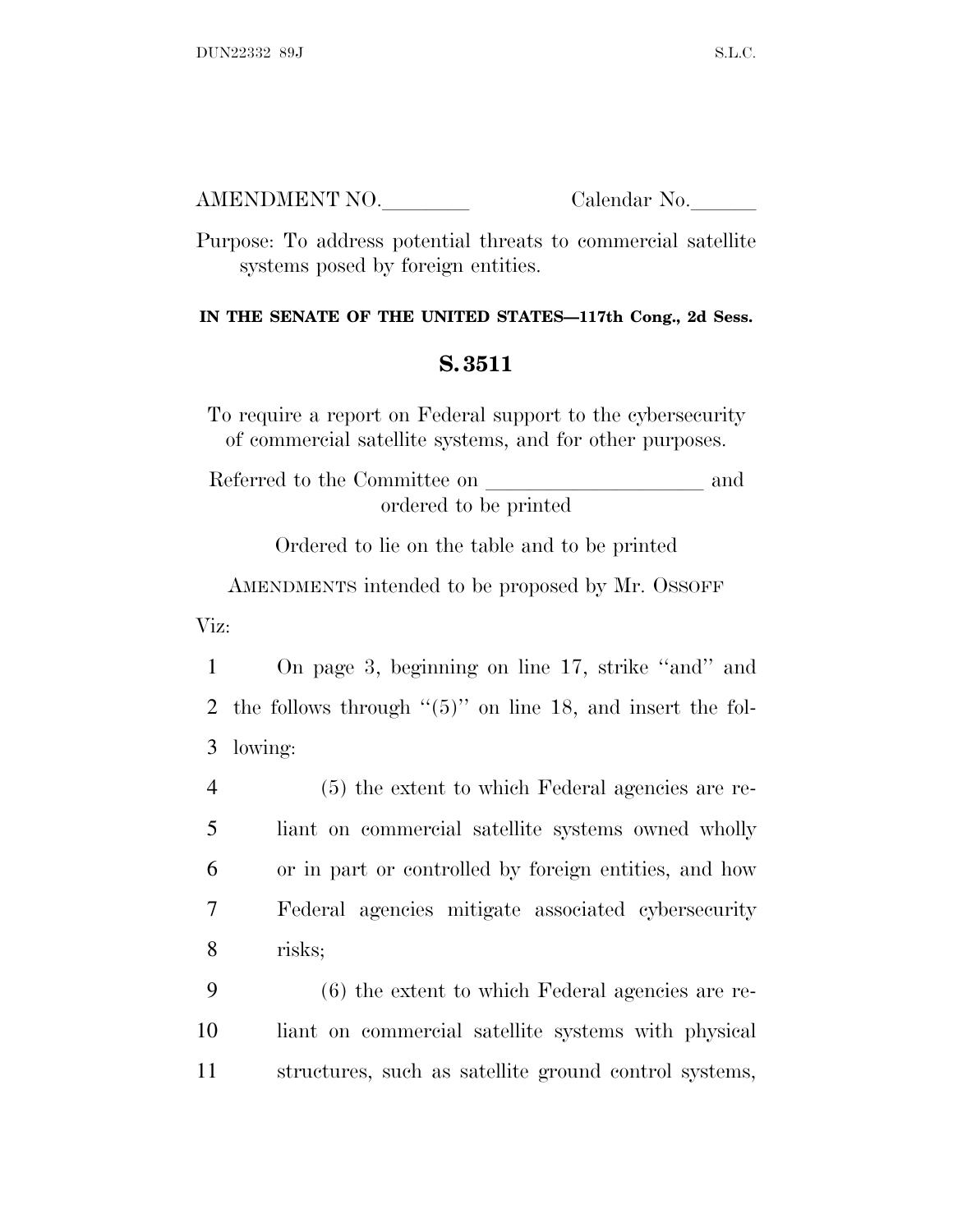AMENDMENT NO.\_\_\_\_\_\_\_\_ Calendar No.\_\_\_\_\_\_

Purpose: To address potential threats to commercial satellite systems posed by foreign entities.

**IN THE SENATE OF THE UNITED STATES—117th Cong., 2d Sess.**

## S. 3511

To require a report on Federal support to the cybersecurity of commercial satellite systems, and for other purposes.

Referred to the Committee on \_\_\_\_\_\_\_\_\_\_\_\_\_\_\_\_\_\_\_\_ and ordered to be printed

Ordered to lie on the table and to be printed

AMENDMENTS intended to be proposed by Mr. OSSOFF

Viz:

1 On page 3, beginning on line 17, strike "and" and
2 the follows through "(5)" on line 18, and insert the fol-
3 lowing:

4 (5) the extent to which Federal agencies are re-
5 liant on commercial satellite systems owned wholly
6 or in part or controlled by foreign entities, and how
7 Federal agencies mitigate associated cybersecurity
8 risks;

9 (6) the extent to which Federal agencies are re-
10 liant on commercial satellite systems with physical
11 structures, such as satellite ground control systems,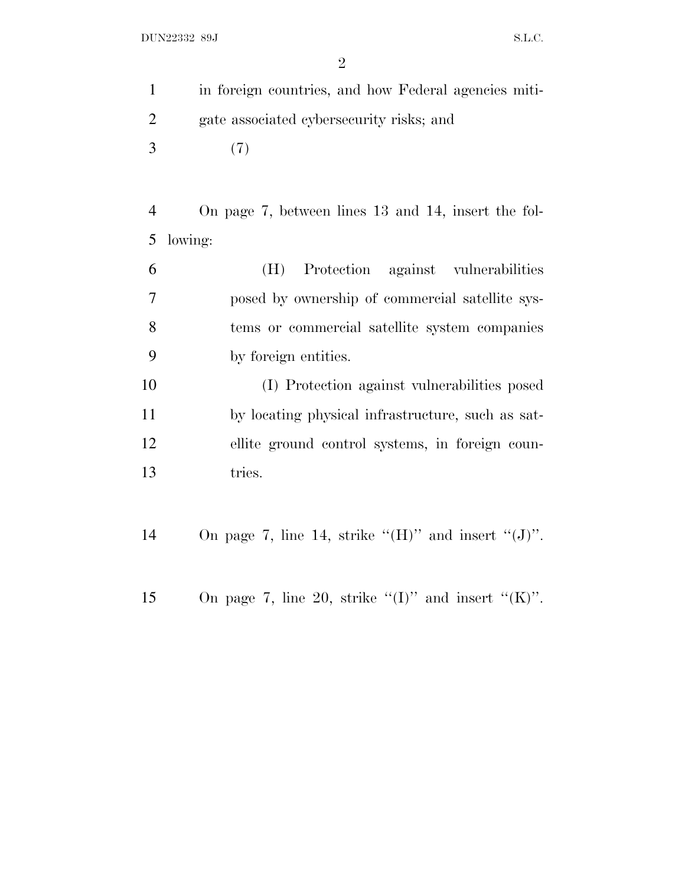in foreign countries, and how Federal agencies mitigate associated cybersecurity risks; and

(7)

On page 7, between lines 13 and 14, insert the following:

(H) Protection against vulnerabilities posed by ownership of commercial satellite systems or commercial satellite system companies by foreign entities.

(I) Protection against vulnerabilities posed by locating physical infrastructure, such as satellite ground control systems, in foreign countries.

On page 7, line 14, strike ''(H)'' and insert ''(J)''.

On page 7, line 20, strike ''(I)'' and insert ''(K)''.